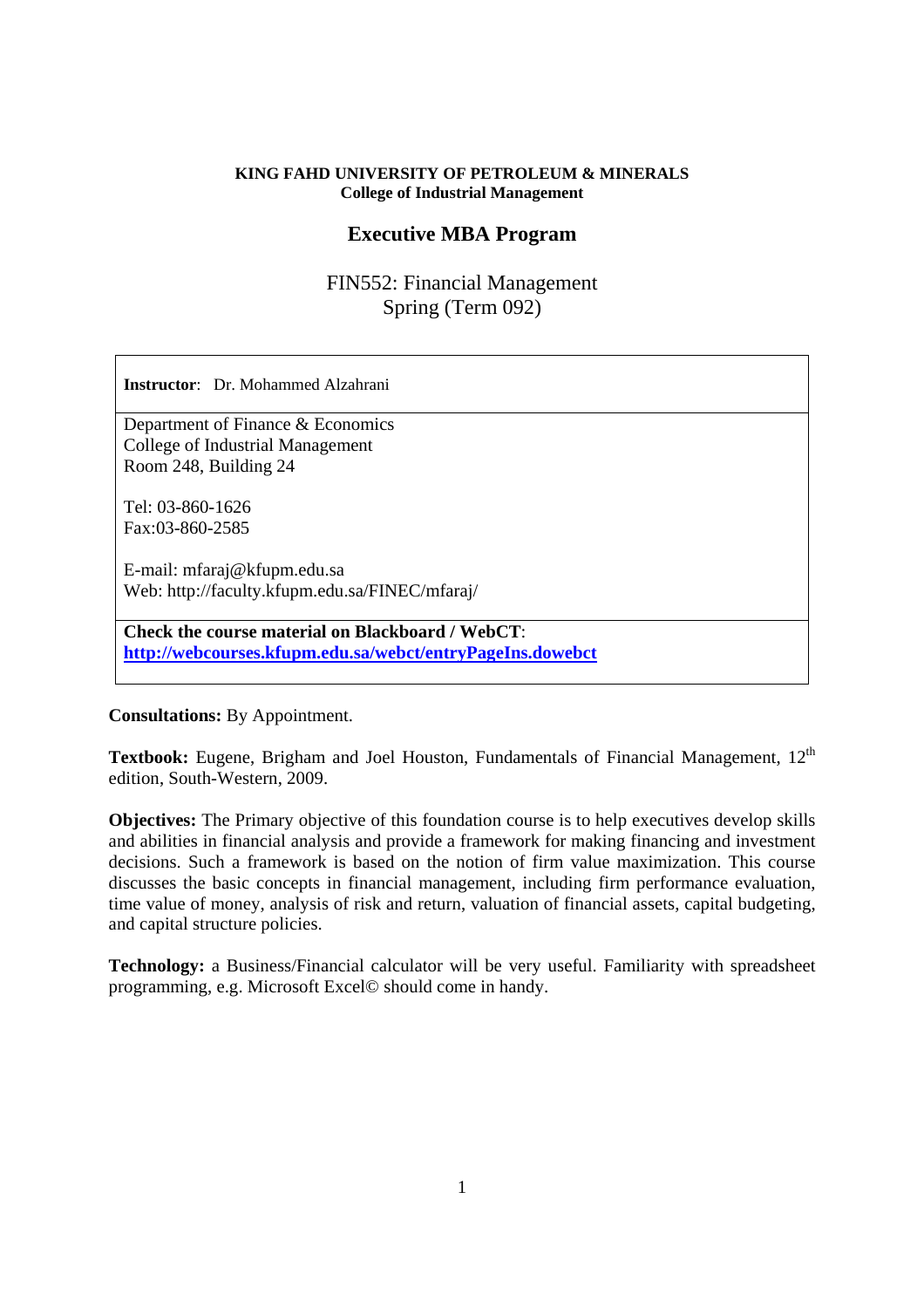**KING FAHD UNIVERSITY OF PETROLEUM & MINERALS**
**College of Industrial Management**

## Executive MBA Program

### FIN552: Financial Management
### Spring (Term 092)

**Instructor**: Dr. Mohammed Alzahrani

Department of Finance & Economics
College of Industrial Management
Room 248, Building 24

Tel: 03-860-1626
Fax:03-860-2585

E-mail: mfaraj@kfupm.edu.sa
Web: http://faculty.kfupm.edu.sa/FINEC/mfaraj/

**Check the course material on Blackboard / WebCT**:
**http://webcourses.kfupm.edu.sa/webct/entryPageIns.dowebct**

**Consultations:** By Appointment.

**Textbook:** Eugene, Brigham and Joel Houston, Fundamentals of Financial Management, 12th edition, South-Western, 2009.

**Objectives:** The Primary objective of this foundation course is to help executives develop skills and abilities in financial analysis and provide a framework for making financing and investment decisions. Such a framework is based on the notion of firm value maximization. This course discusses the basic concepts in financial management, including firm performance evaluation, time value of money, analysis of risk and return, valuation of financial assets, capital budgeting, and capital structure policies.

**Technology:** a Business/Financial calculator will be very useful. Familiarity with spreadsheet programming, e.g. Microsoft Excel© should come in handy.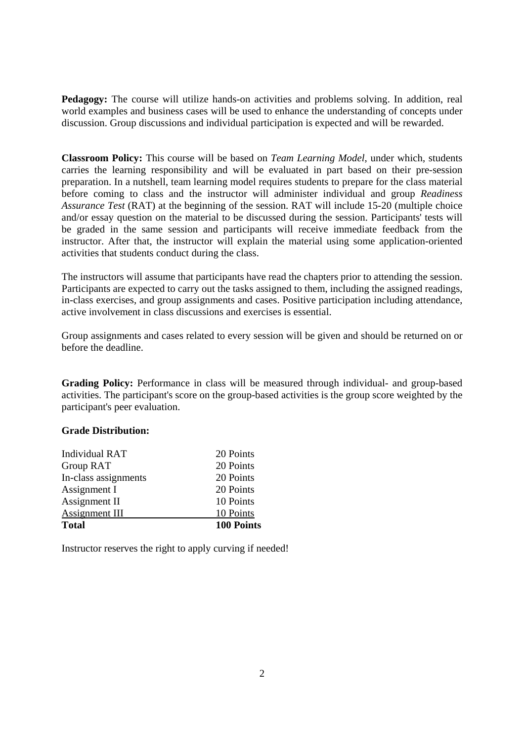**Pedagogy:** The course will utilize hands-on activities and problems solving. In addition, real world examples and business cases will be used to enhance the understanding of concepts under discussion. Group discussions and individual participation is expected and will be rewarded.

**Classroom Policy:** This course will be based on *Team Learning Model*, under which, students carries the learning responsibility and will be evaluated in part based on their pre-session preparation. In a nutshell, team learning model requires students to prepare for the class material before coming to class and the instructor will administer individual and group *Readiness Assurance Test* (RAT) at the beginning of the session. RAT will include 15-20 (multiple choice and/or essay question on the material to be discussed during the session. Participants' tests will be graded in the same session and participants will receive immediate feedback from the instructor. After that, the instructor will explain the material using some application-oriented activities that students conduct during the class.

The instructors will assume that participants have read the chapters prior to attending the session. Participants are expected to carry out the tasks assigned to them, including the assigned readings, in-class exercises, and group assignments and cases. Positive participation including attendance, active involvement in class discussions and exercises is essential.

Group assignments and cases related to every session will be given and should be returned on or before the deadline.

**Grading Policy:** Performance in class will be measured through individual- and group-based activities. The participant's score on the group-based activities is the group score weighted by the participant's peer evaluation.

**Grade Distribution:**

| Component | Points |
|---|---|
| Individual RAT | 20 Points |
| Group RAT | 20 Points |
| In-class assignments | 20 Points |
| Assignment I | 20 Points |
| Assignment II | 10 Points |
| Assignment III | 10 Points |
| **Total** | **100 Points** |

Instructor reserves the right to apply curving if needed!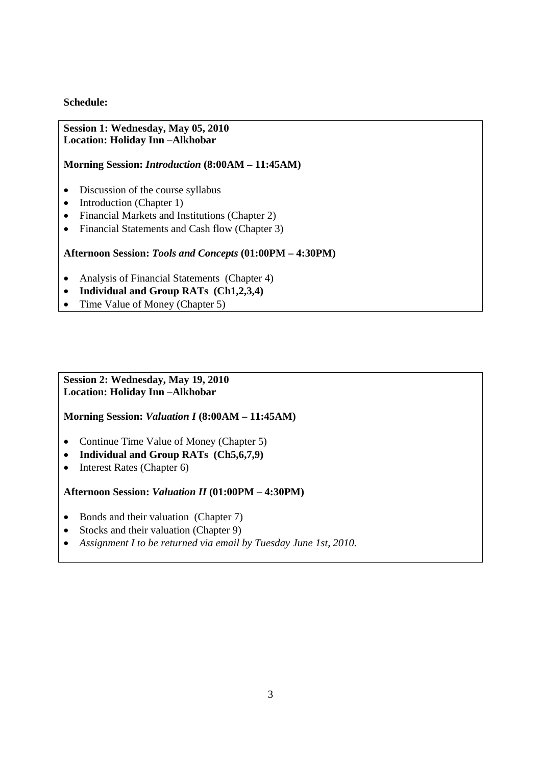**Schedule:**

**Session 1: Wednesday, May 05, 2010**
**Location: Holiday Inn –Alkhobar**

**Morning Session:** ***Introduction*** **(8:00AM – 11:45AM)**

- Discussion of the course syllabus
- Introduction (Chapter 1)
- Financial Markets and Institutions (Chapter 2)
- Financial Statements and Cash flow (Chapter 3)

**Afternoon Session:** ***Tools and Concepts*** **(01:00PM – 4:30PM)**

- Analysis of Financial Statements (Chapter 4)
- **Individual and Group RATs (Ch1,2,3,4)**
- Time Value of Money (Chapter 5)

**Session 2: Wednesday, May 19, 2010**
**Location: Holiday Inn –Alkhobar**

**Morning Session:** ***Valuation I*** **(8:00AM – 11:45AM)**

- Continue Time Value of Money (Chapter 5)
- **Individual and Group RATs (Ch5,6,7,9)**
- Interest Rates (Chapter 6)

**Afternoon Session:** ***Valuation II*** **(01:00PM – 4:30PM)**

- Bonds and their valuation (Chapter 7)
- Stocks and their valuation (Chapter 9)
- *Assignment I to be returned via email by Tuesday June 1st, 2010.*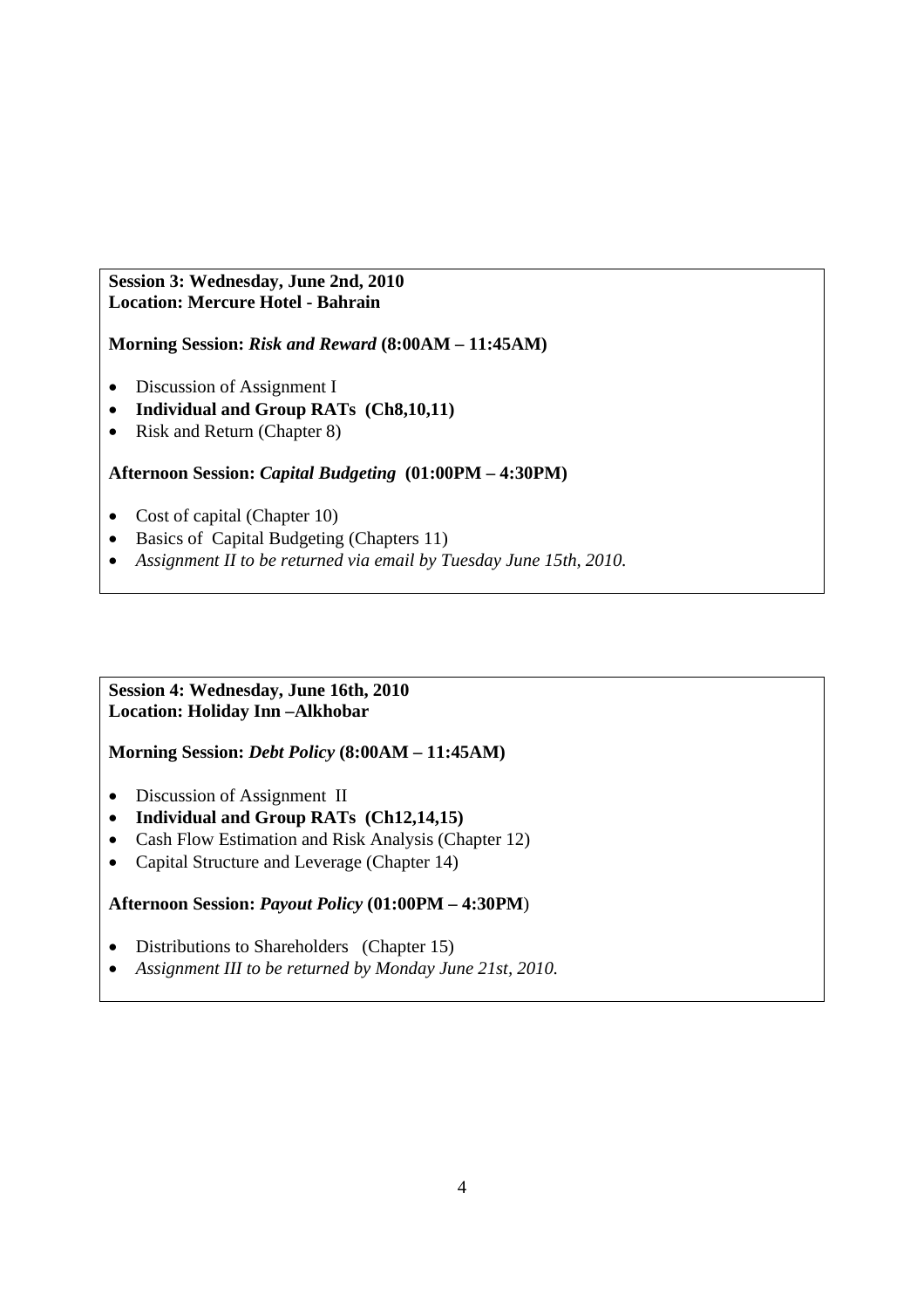**Session 3: Wednesday, June 2nd, 2010**
**Location: Mercure Hotel - Bahrain**

**Morning Session:** ***Risk and Reward*** **(8:00AM – 11:45AM)**

- Discussion of Assignment I
- **Individual and Group RATs (Ch8,10,11)**
- Risk and Return (Chapter 8)

**Afternoon Session:** ***Capital Budgeting*** **(01:00PM – 4:30PM)**

- Cost of capital (Chapter 10)
- Basics of Capital Budgeting (Chapters 11)
- *Assignment II to be returned via email by Tuesday June 15th, 2010.*

**Session 4: Wednesday, June 16th, 2010**
**Location: Holiday Inn –Alkhobar**

**Morning Session:** ***Debt Policy*** **(8:00AM – 11:45AM)**

- Discussion of Assignment II
- **Individual and Group RATs (Ch12,14,15)**
- Cash Flow Estimation and Risk Analysis (Chapter 12)
- Capital Structure and Leverage (Chapter 14)

**Afternoon Session:** ***Payout Policy*** **(01:00PM – 4:30PM**)

- Distributions to Shareholders (Chapter 15)
- *Assignment III to be returned by Monday June 21st, 2010.*